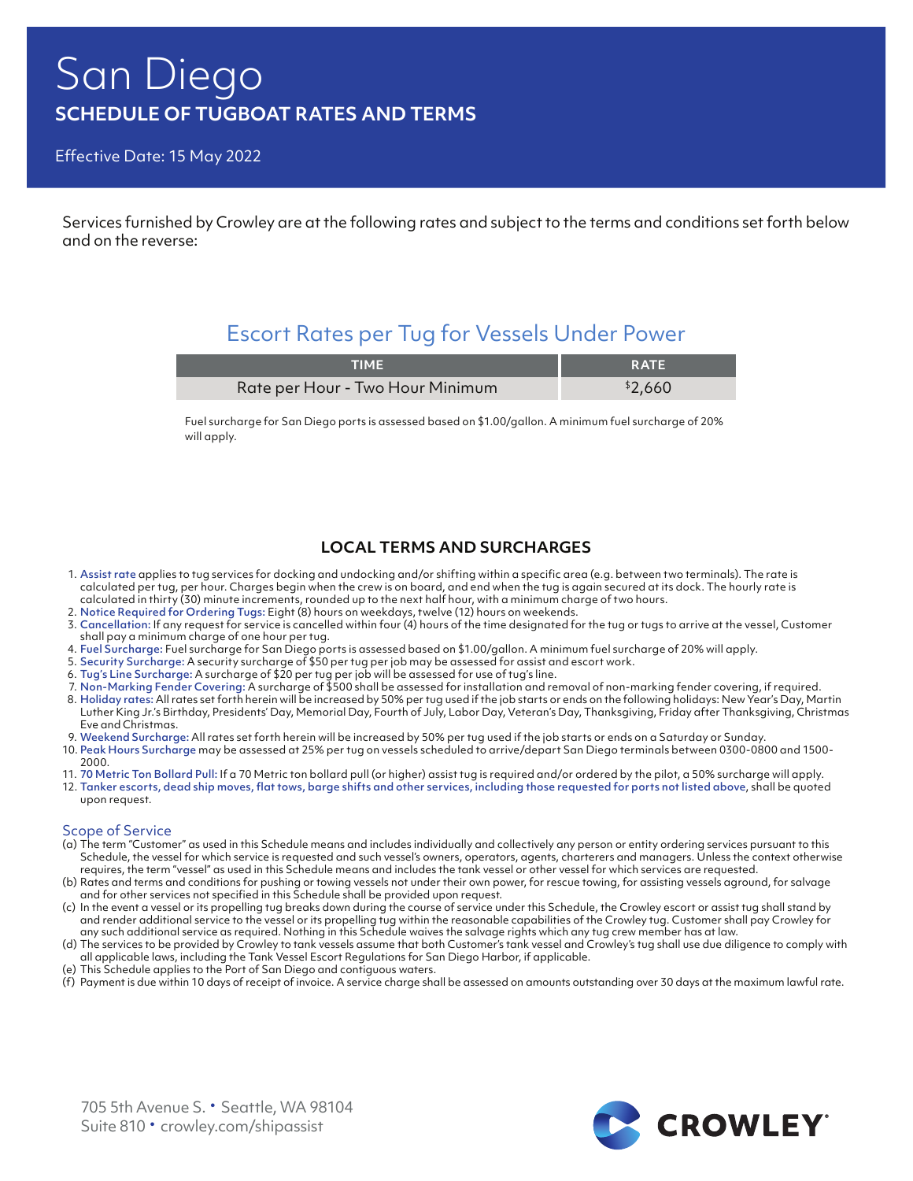# San Diego

## SCHEDULE OF TUGBOAT RATES AND TERMS

Effective Date: 15 May 2022

Services furnished by Crowley are at the following rates and subject to the terms and conditions set forth below and on the reverse:

## Escort Rates per Tug for Vessels Under Power

| TIME | RATE |
| --- | --- |
| Rate per Hour - Two Hour Minimum | $2,660 |

Fuel surcharge for San Diego ports is assessed based on $1.00/gallon. A minimum fuel surcharge of 20% will apply.

### LOCAL TERMS AND SURCHARGES

1. **Assist rate** applies to tug services for docking and undocking and/or shifting within a specific area (e.g. between two terminals). The rate is calculated per tug, per hour. Charges begin when the crew is on board, and end when the tug is again secured at its dock. The hourly rate is calculated in thirty (30) minute increments, rounded up to the next half hour, with a minimum charge of two hours.
2. **Notice Required for Ordering Tugs:** Eight (8) hours on weekdays, twelve (12) hours on weekends.
3. **Cancellation:** If any request for service is cancelled within four (4) hours of the time designated for the tug or tugs to arrive at the vessel, Customer shall pay a minimum charge of one hour per tug.
4. **Fuel Surcharge:** Fuel surcharge for San Diego ports is assessed based on $1.00/gallon. A minimum fuel surcharge of 20% will apply.
5. **Security Surcharge:** A security surcharge of $50 per tug per job may be assessed for assist and escort work.
6. **Tug's Line Surcharge:** A surcharge of $20 per tug per job will be assessed for use of tug's line.
7. **Non-Marking Fender Covering:** A surcharge of $500 shall be assessed for installation and removal of non-marking fender covering, if required.
8. **Holiday rates:** All rates set forth herein will be increased by 50% per tug used if the job starts or ends on the following holidays: New Year's Day, Martin Luther King Jr.'s Birthday, Presidents' Day, Memorial Day, Fourth of July, Labor Day, Veteran's Day, Thanksgiving, Friday after Thanksgiving, Christmas Eve and Christmas.
9. **Weekend Surcharge:** All rates set forth herein will be increased by 50% per tug used if the job starts or ends on a Saturday or Sunday.
10. **Peak Hours Surcharge** may be assessed at 25% per tug on vessels scheduled to arrive/depart San Diego terminals between 0300-0800 and 1500-2000.
11. **70 Metric Ton Bollard Pull:** If a 70 Metric ton bollard pull (or higher) assist tug is required and/or ordered by the pilot, a 50% surcharge will apply.
12. **Tanker escorts, dead ship moves, flat tows, barge shifts and other services, including those requested for ports not listed above**, shall be quoted upon request.

### Scope of Service

(a) The term "Customer" as used in this Schedule means and includes individually and collectively any person or entity ordering services pursuant to this Schedule, the vessel for which service is requested and such vessel's owners, operators, agents, charterers and managers. Unless the context otherwise requires, the term "vessel" as used in this Schedule means and includes the tank vessel or other vessel for which services are requested.

(b) Rates and terms and conditions for pushing or towing vessels not under their own power, for rescue towing, for assisting vessels aground, for salvage and for other services not specified in this Schedule shall be provided upon request.

(c) In the event a vessel or its propelling tug breaks down during the course of service under this Schedule, the Crowley escort or assist tug shall stand by and render additional service to the vessel or its propelling tug within the reasonable capabilities of the Crowley tug. Customer shall pay Crowley for any such additional service as required. Nothing in this Schedule waives the salvage rights which any tug crew member has at law.

(d) The services to be provided by Crowley to tank vessels assume that both Customer's tank vessel and Crowley's tug shall use due diligence to comply with all applicable laws, including the Tank Vessel Escort Regulations for San Diego Harbor, if applicable.

(e) This Schedule applies to the Port of San Diego and contiguous waters.

(f) Payment is due within 10 days of receipt of invoice. A service charge shall be assessed on amounts outstanding over 30 days at the maximum lawful rate.

705 5th Avenue S. • Seattle, WA 98104
Suite 810 • crowley.com/shipassist

CROWLEY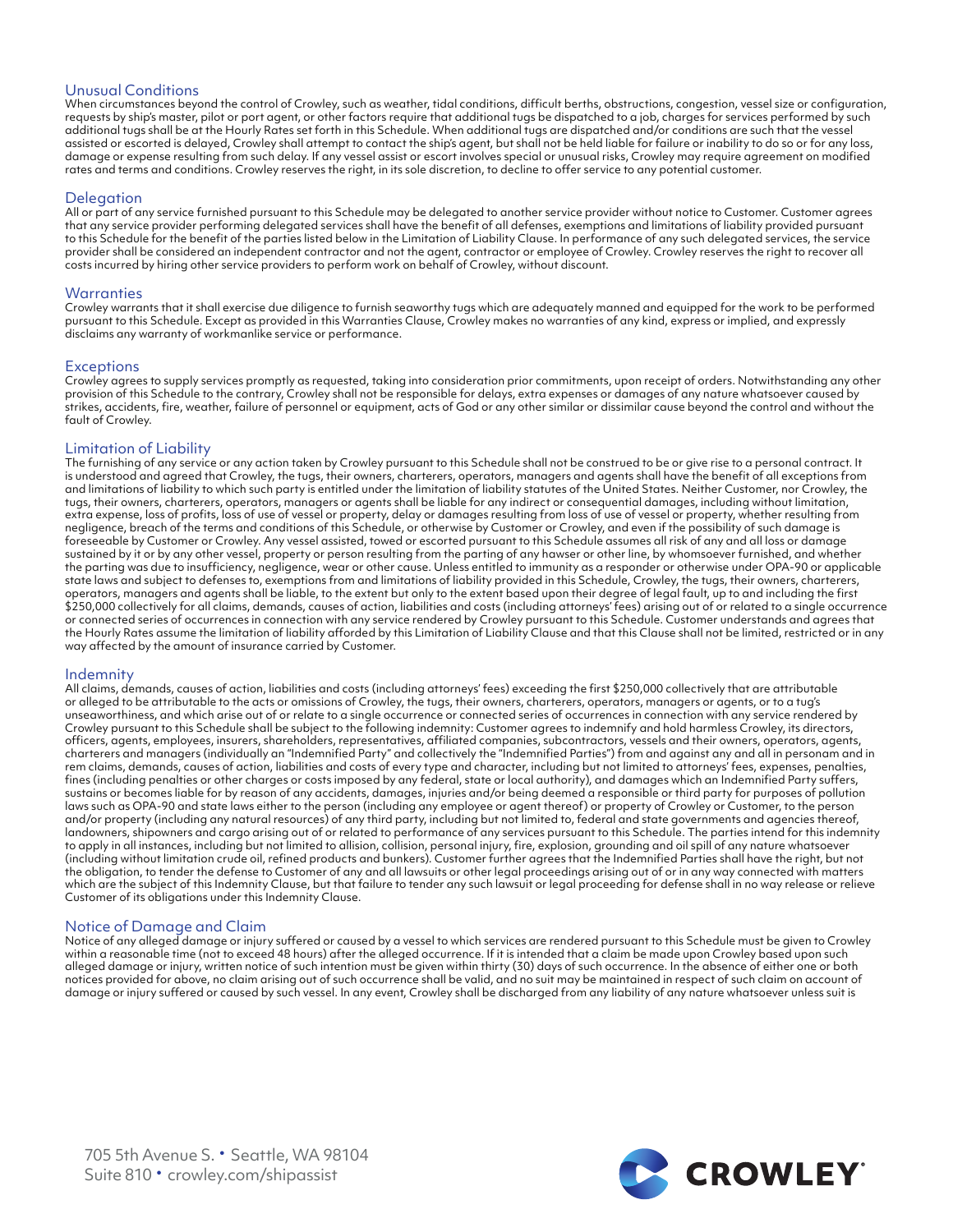## Unusual Conditions

When circumstances beyond the control of Crowley, such as weather, tidal conditions, difficult berths, obstructions, congestion, vessel size or configuration, requests by ship's master, pilot or port agent, or other factors require that additional tugs be dispatched to a job, charges for services performed by such additional tugs shall be at the Hourly Rates set forth in this Schedule. When additional tugs are dispatched and/or conditions are such that the vessel assisted or escorted is delayed, Crowley shall attempt to contact the ship's agent, but shall not be held liable for failure or inability to do so or for any loss, damage or expense resulting from such delay. If any vessel assist or escort involves special or unusual risks, Crowley may require agreement on modified rates and terms and conditions. Crowley reserves the right, in its sole discretion, to decline to offer service to any potential customer.

## Delegation

All or part of any service furnished pursuant to this Schedule may be delegated to another service provider without notice to Customer. Customer agrees that any service provider performing delegated services shall have the benefit of all defenses, exemptions and limitations of liability provided pursuant to this Schedule for the benefit of the parties listed below in the Limitation of Liability Clause. In performance of any such delegated services, the service provider shall be considered an independent contractor and not the agent, contractor or employee of Crowley. Crowley reserves the right to recover all costs incurred by hiring other service providers to perform work on behalf of Crowley, without discount.

## Warranties

Crowley warrants that it shall exercise due diligence to furnish seaworthy tugs which are adequately manned and equipped for the work to be performed pursuant to this Schedule. Except as provided in this Warranties Clause, Crowley makes no warranties of any kind, express or implied, and expressly disclaims any warranty of workmanlike service or performance.

## Exceptions

Crowley agrees to supply services promptly as requested, taking into consideration prior commitments, upon receipt of orders. Notwithstanding any other provision of this Schedule to the contrary, Crowley shall not be responsible for delays, extra expenses or damages of any nature whatsoever caused by strikes, accidents, fire, weather, failure of personnel or equipment, acts of God or any other similar or dissimilar cause beyond the control and without the fault of Crowley.

## Limitation of Liability

The furnishing of any service or any action taken by Crowley pursuant to this Schedule shall not be construed to be or give rise to a personal contract. It is understood and agreed that Crowley, the tugs, their owners, charterers, operators, managers and agents shall have the benefit of all exceptions from and limitations of liability to which such party is entitled under the limitation of liability statutes of the United States. Neither Customer, nor Crowley, the tugs, their owners, charterers, operators, managers or agents shall be liable for any indirect or consequential damages, including without limitation, extra expense, loss of profits, loss of use of vessel or property, delay or damages resulting from loss of use of vessel or property, whether resulting from negligence, breach of the terms and conditions of this Schedule, or otherwise by Customer or Crowley, and even if the possibility of such damage is foreseeable by Customer or Crowley. Any vessel assisted, towed or escorted pursuant to this Schedule assumes all risk of any and all loss or damage sustained by it or by any other vessel, property or person resulting from the parting of any hawser or other line, by whomsoever furnished, and whether the parting was due to insufficiency, negligence, wear or other cause. Unless entitled to immunity as a responder or otherwise under OPA-90 or applicable state laws and subject to defenses to, exemptions from and limitations of liability provided in this Schedule, Crowley, the tugs, their owners, charterers, operators, managers and agents shall be liable, to the extent but only to the extent based upon their degree of legal fault, up to and including the first $250,000 collectively for all claims, demands, causes of action, liabilities and costs (including attorneys' fees) arising out of or related to a single occurrence or connected series of occurrences in connection with any service rendered by Crowley pursuant to this Schedule. Customer understands and agrees that the Hourly Rates assume the limitation of liability afforded by this Limitation of Liability Clause and that this Clause shall not be limited, restricted or in any way affected by the amount of insurance carried by Customer.

## Indemnity

All claims, demands, causes of action, liabilities and costs (including attorneys' fees) exceeding the first $250,000 collectively that are attributable or alleged to be attributable to the acts or omissions of Crowley, the tugs, their owners, charterers, operators, managers or agents, or to a tug's unseaworthiness, and which arise out of or relate to a single occurrence or connected series of occurrences in connection with any service rendered by Crowley pursuant to this Schedule shall be subject to the following indemnity: Customer agrees to indemnify and hold harmless Crowley, its directors, officers, agents, employees, insurers, shareholders, representatives, affiliated companies, subcontractors, vessels and their owners, operators, agents, charterers and managers (individually an "Indemnified Party" and collectively the "Indemnified Parties") from and against any and all in personam and in rem claims, demands, causes of action, liabilities and costs of every type and character, including but not limited to attorneys' fees, expenses, penalties, fines (including penalties or other charges or costs imposed by any federal, state or local authority), and damages which an Indemnified Party suffers, sustains or becomes liable for by reason of any accidents, damages, injuries and/or being deemed a responsible or third party for purposes of pollution laws such as OPA-90 and state laws either to the person (including any employee or agent thereof) or property of Crowley or Customer, to the person and/or property (including any natural resources) of any third party, including but not limited to, federal and state governments and agencies thereof, landowners, shipowners and cargo arising out of or related to performance of any services pursuant to this Schedule. The parties intend for this indemnity to apply in all instances, including but not limited to allision, collision, personal injury, fire, explosion, grounding and oil spill of any nature whatsoever (including without limitation crude oil, refined products and bunkers). Customer further agrees that the Indemnified Parties shall have the right, but not the obligation, to tender the defense to Customer of any and all lawsuits or other legal proceedings arising out of or in any way connected with matters which are the subject of this Indemnity Clause, but that failure to tender any such lawsuit or legal proceeding for defense shall in no way release or relieve Customer of its obligations under this Indemnity Clause.

## Notice of Damage and Claim

Notice of any alleged damage or injury suffered or caused by a vessel to which services are rendered pursuant to this Schedule must be given to Crowley within a reasonable time (not to exceed 48 hours) after the alleged occurrence. If it is intended that a claim be made upon Crowley based upon such alleged damage or injury, written notice of such intention must be given within thirty (30) days of such occurrence. In the absence of either one or both notices provided for above, no claim arising out of such occurrence shall be valid, and no suit may be maintained in respect of such claim on account of damage or injury suffered or caused by such vessel. In any event, Crowley shall be discharged from any liability of any nature whatsoever unless suit is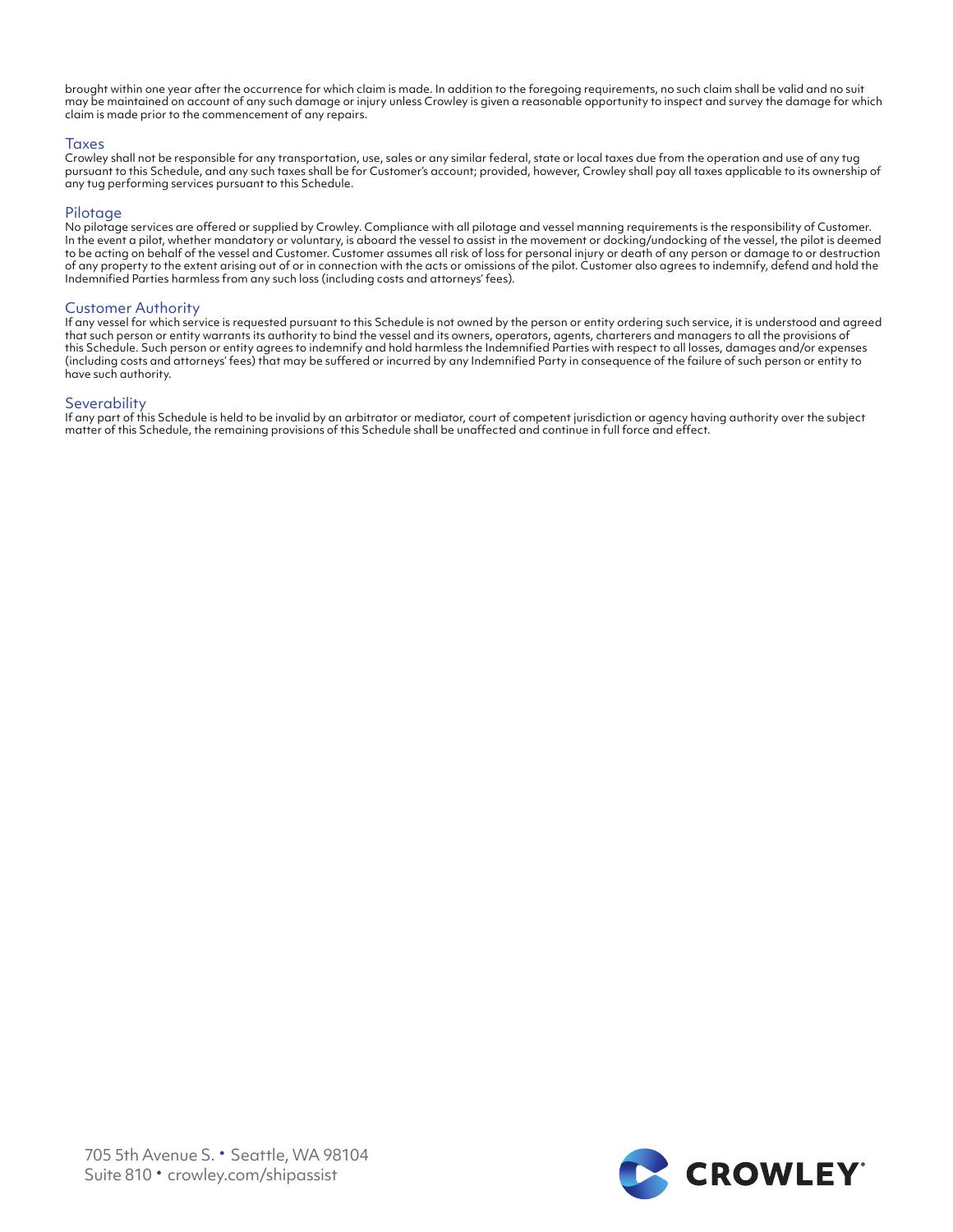brought within one year after the occurrence for which claim is made. In addition to the foregoing requirements, no such claim shall be valid and no suit may be maintained on account of any such damage or injury unless Crowley is given a reasonable opportunity to inspect and survey the damage for which claim is made prior to the commencement of any repairs.

## Taxes

Crowley shall not be responsible for any transportation, use, sales or any similar federal, state or local taxes due from the operation and use of any tug pursuant to this Schedule, and any such taxes shall be for Customer's account; provided, however, Crowley shall pay all taxes applicable to its ownership of any tug performing services pursuant to this Schedule.

## Pilotage

No pilotage services are offered or supplied by Crowley. Compliance with all pilotage and vessel manning requirements is the responsibility of Customer. In the event a pilot, whether mandatory or voluntary, is aboard the vessel to assist in the movement or docking/undocking of the vessel, the pilot is deemed to be acting on behalf of the vessel and Customer. Customer assumes all risk of loss for personal injury or death of any person or damage to or destruction of any property to the extent arising out of or in connection with the acts or omissions of the pilot. Customer also agrees to indemnify, defend and hold the Indemnified Parties harmless from any such loss (including costs and attorneys' fees).

## Customer Authority

If any vessel for which service is requested pursuant to this Schedule is not owned by the person or entity ordering such service, it is understood and agreed that such person or entity warrants its authority to bind the vessel and its owners, operators, agents, charterers and managers to all the provisions of this Schedule. Such person or entity agrees to indemnify and hold harmless the Indemnified Parties with respect to all losses, damages and/or expenses (including costs and attorneys' fees) that may be suffered or incurred by any Indemnified Party in consequence of the failure of such person or entity to have such authority.

## Severability

If any part of this Schedule is held to be invalid by an arbitrator or mediator, court of competent jurisdiction or agency having authority over the subject matter of this Schedule, the remaining provisions of this Schedule shall be unaffected and continue in full force and effect.

705 5th Avenue S. • Seattle, WA 98104
Suite 810 • crowley.com/shipassist

CROWLEY®